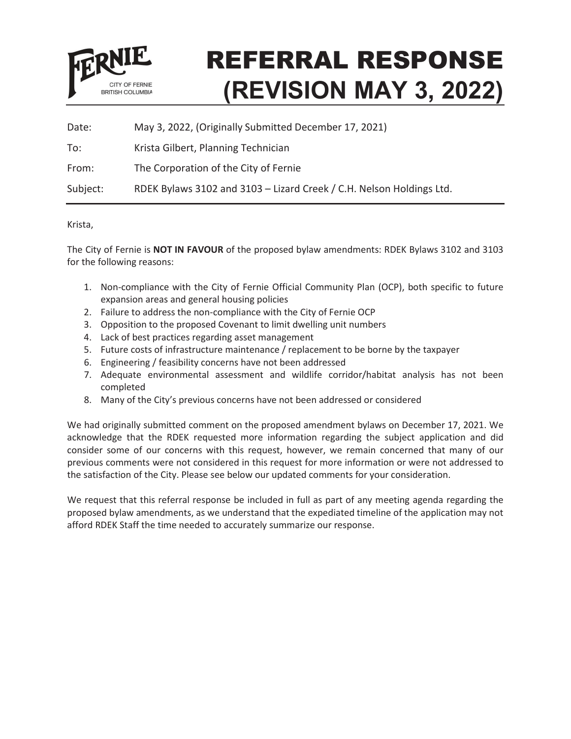FERNIE
CITY OF FERNIE
BRITISH COLUMBIA

# REFERRAL RESPONSE (REVISION MAY 3, 2022)

| | |
|---|---|
| Date: | May 3, 2022, (Originally Submitted December 17, 2021) |
| To: | Krista Gilbert, Planning Technician |
| From: | The Corporation of the City of Fernie |
| Subject: | RDEK Bylaws 3102 and 3103 – Lizard Creek / C.H. Nelson Holdings Ltd. |

Krista,

The City of Fernie is **NOT IN FAVOUR** of the proposed bylaw amendments: RDEK Bylaws 3102 and 3103 for the following reasons:

1. Non-compliance with the City of Fernie Official Community Plan (OCP), both specific to future expansion areas and general housing policies
2. Failure to address the non-compliance with the City of Fernie OCP
3. Opposition to the proposed Covenant to limit dwelling unit numbers
4. Lack of best practices regarding asset management
5. Future costs of infrastructure maintenance / replacement to be borne by the taxpayer
6. Engineering / feasibility concerns have not been addressed
7. Adequate environmental assessment and wildlife corridor/habitat analysis has not been completed
8. Many of the City's previous concerns have not been addressed or considered

We had originally submitted comment on the proposed amendment bylaws on December 17, 2021. We acknowledge that the RDEK requested more information regarding the subject application and did consider some of our concerns with this request, however, we remain concerned that many of our previous comments were not considered in this request for more information or were not addressed to the satisfaction of the City. Please see below our updated comments for your consideration.

We request that this referral response be included in full as part of any meeting agenda regarding the proposed bylaw amendments, as we understand that the expediated timeline of the application may not afford RDEK Staff the time needed to accurately summarize our response.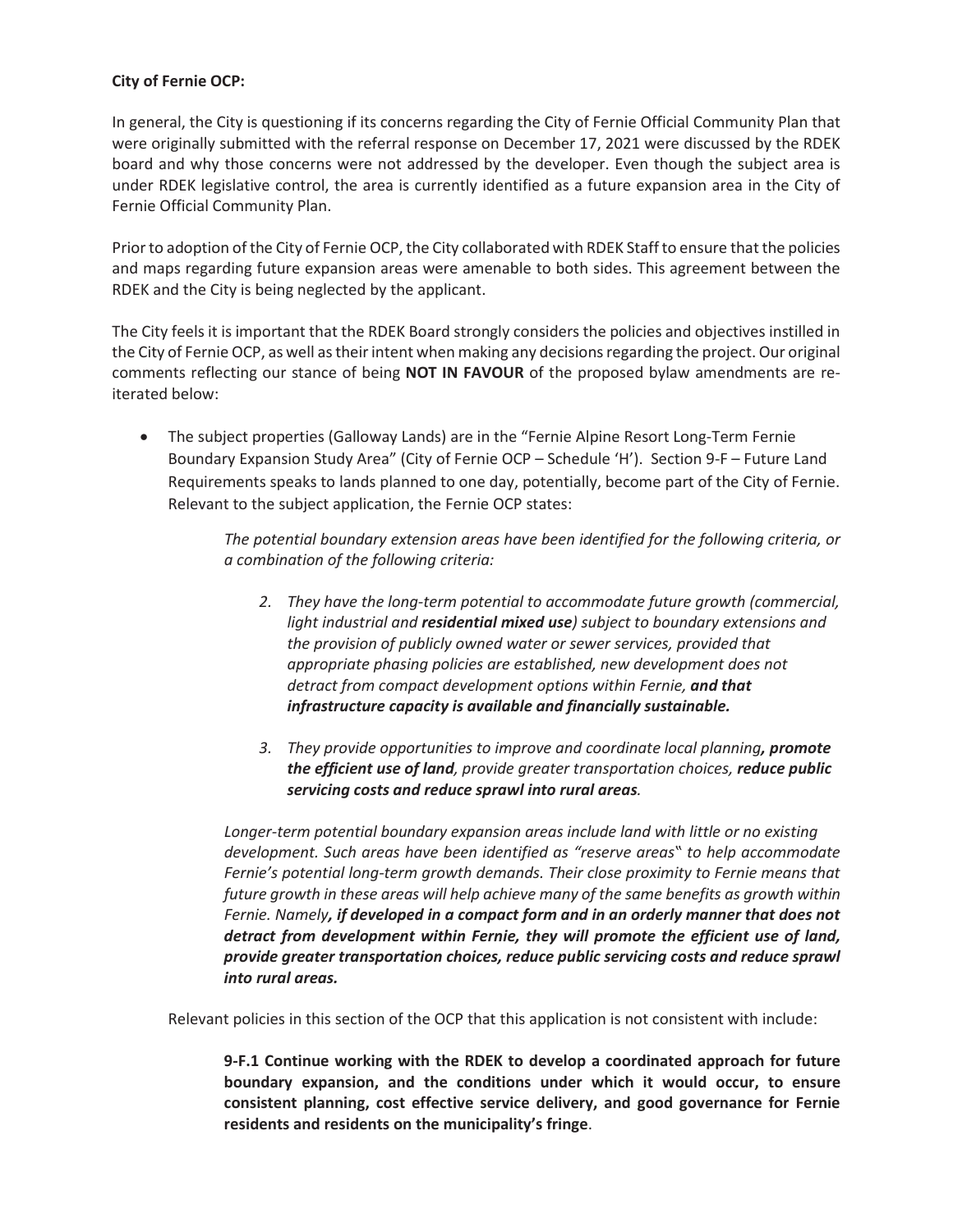**City of Fernie OCP:**

In general, the City is questioning if its concerns regarding the City of Fernie Official Community Plan that were originally submitted with the referral response on December 17, 2021 were discussed by the RDEK board and why those concerns were not addressed by the developer. Even though the subject area is under RDEK legislative control, the area is currently identified as a future expansion area in the City of Fernie Official Community Plan.

Prior to adoption of the City of Fernie OCP, the City collaborated with RDEK Staff to ensure that the policies and maps regarding future expansion areas were amenable to both sides. This agreement between the RDEK and the City is being neglected by the applicant.

The City feels it is important that the RDEK Board strongly considers the policies and objectives instilled in the City of Fernie OCP, as well as their intent when making any decisions regarding the project. Our original comments reflecting our stance of being **NOT IN FAVOUR** of the proposed bylaw amendments are re-iterated below:

- The subject properties (Galloway Lands) are in the "Fernie Alpine Resort Long-Term Fernie Boundary Expansion Study Area" (City of Fernie OCP – Schedule 'H'). Section 9-F – Future Land Requirements speaks to lands planned to one day, potentially, become part of the City of Fernie. Relevant to the subject application, the Fernie OCP states:

  > *The potential boundary extension areas have been identified for the following criteria, or a combination of the following criteria:*
  >
  > 2. *They have the long-term potential to accommodate future growth (commercial, light industrial and **residential mixed use**) subject to boundary extensions and the provision of publicly owned water or sewer services, provided that appropriate phasing policies are established, new development does not detract from compact development options within Fernie, **and that infrastructure capacity is available and financially sustainable.***
  >
  > 3. *They provide opportunities to improve and coordinate local planning**, promote the efficient use of land**, provide greater transportation choices, **reduce public servicing costs and reduce sprawl into rural areas**.*
  >
  > *Longer-term potential boundary expansion areas include land with little or no existing development. Such areas have been identified as "reserve areas" to help accommodate Fernie's potential long-term growth demands. Their close proximity to Fernie means that future growth in these areas will help achieve many of the same benefits as growth within Fernie. Namely**, if developed in a compact form and in an orderly manner that does not detract from development within Fernie, they will promote the efficient use of land, provide greater transportation choices, reduce public servicing costs and reduce sprawl into rural areas.***

  Relevant policies in this section of the OCP that this application is not consistent with include:

  > **9-F.1 Continue working with the RDEK to develop a coordinated approach for future boundary expansion, and the conditions under which it would occur, to ensure consistent planning, cost effective service delivery, and good governance for Fernie residents and residents on the municipality's fringe**.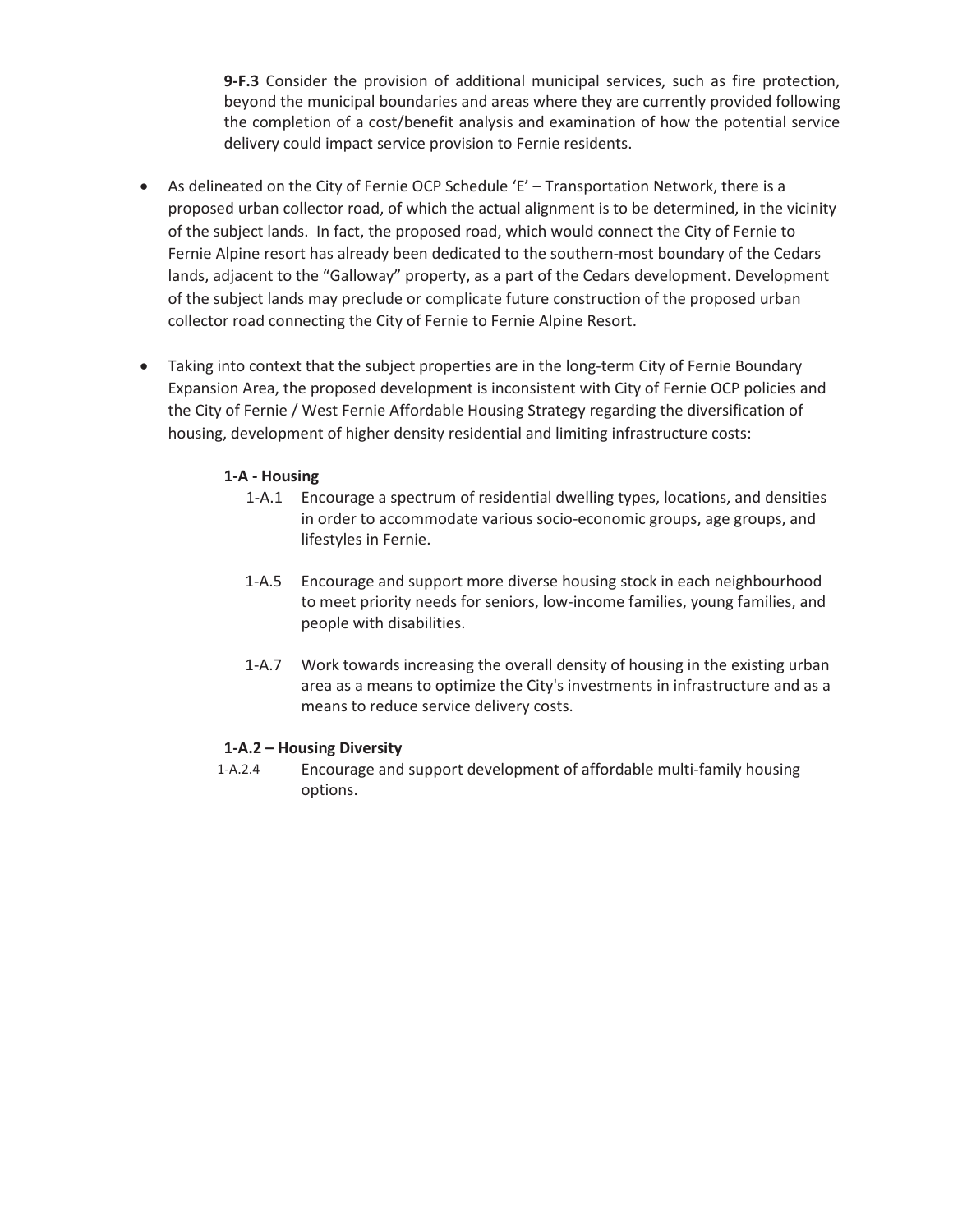**9-F.3** Consider the provision of additional municipal services, such as fire protection, beyond the municipal boundaries and areas where they are currently provided following the completion of a cost/benefit analysis and examination of how the potential service delivery could impact service provision to Fernie residents.

- As delineated on the City of Fernie OCP Schedule 'E' – Transportation Network, there is a proposed urban collector road, of which the actual alignment is to be determined, in the vicinity of the subject lands. In fact, the proposed road, which would connect the City of Fernie to Fernie Alpine resort has already been dedicated to the southern-most boundary of the Cedars lands, adjacent to the "Galloway" property, as a part of the Cedars development. Development of the subject lands may preclude or complicate future construction of the proposed urban collector road connecting the City of Fernie to Fernie Alpine Resort.

- Taking into context that the subject properties are in the long-term City of Fernie Boundary Expansion Area, the proposed development is inconsistent with City of Fernie OCP policies and the City of Fernie / West Fernie Affordable Housing Strategy regarding the diversification of housing, development of higher density residential and limiting infrastructure costs:

**1-A - Housing**

1-A.1 Encourage a spectrum of residential dwelling types, locations, and densities in order to accommodate various socio-economic groups, age groups, and lifestyles in Fernie.

1-A.5 Encourage and support more diverse housing stock in each neighbourhood to meet priority needs for seniors, low-income families, young families, and people with disabilities.

1-A.7 Work towards increasing the overall density of housing in the existing urban area as a means to optimize the City's investments in infrastructure and as a means to reduce service delivery costs.

**1-A.2 – Housing Diversity**

1-A.2.4 Encourage and support development of affordable multi-family housing options.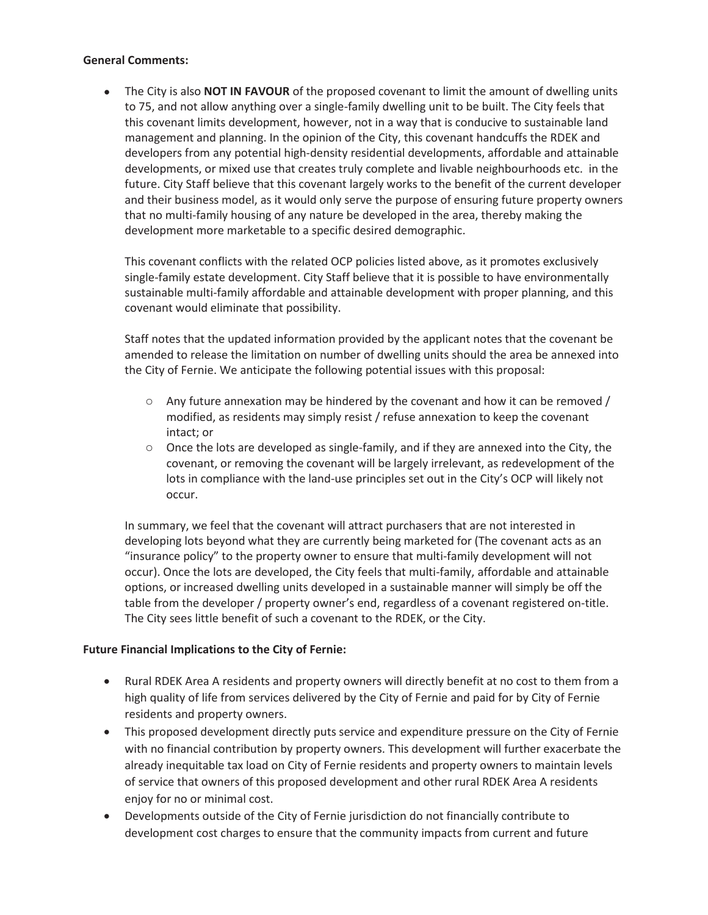**General Comments:**

- The City is also **NOT IN FAVOUR** of the proposed covenant to limit the amount of dwelling units to 75, and not allow anything over a single-family dwelling unit to be built. The City feels that this covenant limits development, however, not in a way that is conducive to sustainable land management and planning. In the opinion of the City, this covenant handcuffs the RDEK and developers from any potential high-density residential developments, affordable and attainable developments, or mixed use that creates truly complete and livable neighbourhoods etc. in the future. City Staff believe that this covenant largely works to the benefit of the current developer and their business model, as it would only serve the purpose of ensuring future property owners that no multi-family housing of any nature be developed in the area, thereby making the development more marketable to a specific desired demographic.

  This covenant conflicts with the related OCP policies listed above, as it promotes exclusively single-family estate development. City Staff believe that it is possible to have environmentally sustainable multi-family affordable and attainable development with proper planning, and this covenant would eliminate that possibility.

  Staff notes that the updated information provided by the applicant notes that the covenant be amended to release the limitation on number of dwelling units should the area be annexed into the City of Fernie. We anticipate the following potential issues with this proposal:

  - Any future annexation may be hindered by the covenant and how it can be removed / modified, as residents may simply resist / refuse annexation to keep the covenant intact; or
  - Once the lots are developed as single-family, and if they are annexed into the City, the covenant, or removing the covenant will be largely irrelevant, as redevelopment of the lots in compliance with the land-use principles set out in the City's OCP will likely not occur.

  In summary, we feel that the covenant will attract purchasers that are not interested in developing lots beyond what they are currently being marketed for (The covenant acts as an "insurance policy" to the property owner to ensure that multi-family development will not occur). Once the lots are developed, the City feels that multi-family, affordable and attainable options, or increased dwelling units developed in a sustainable manner will simply be off the table from the developer / property owner's end, regardless of a covenant registered on-title. The City sees little benefit of such a covenant to the RDEK, or the City.

**Future Financial Implications to the City of Fernie:**

- Rural RDEK Area A residents and property owners will directly benefit at no cost to them from a high quality of life from services delivered by the City of Fernie and paid for by City of Fernie residents and property owners.
- This proposed development directly puts service and expenditure pressure on the City of Fernie with no financial contribution by property owners. This development will further exacerbate the already inequitable tax load on City of Fernie residents and property owners to maintain levels of service that owners of this proposed development and other rural RDEK Area A residents enjoy for no or minimal cost.
- Developments outside of the City of Fernie jurisdiction do not financially contribute to development cost charges to ensure that the community impacts from current and future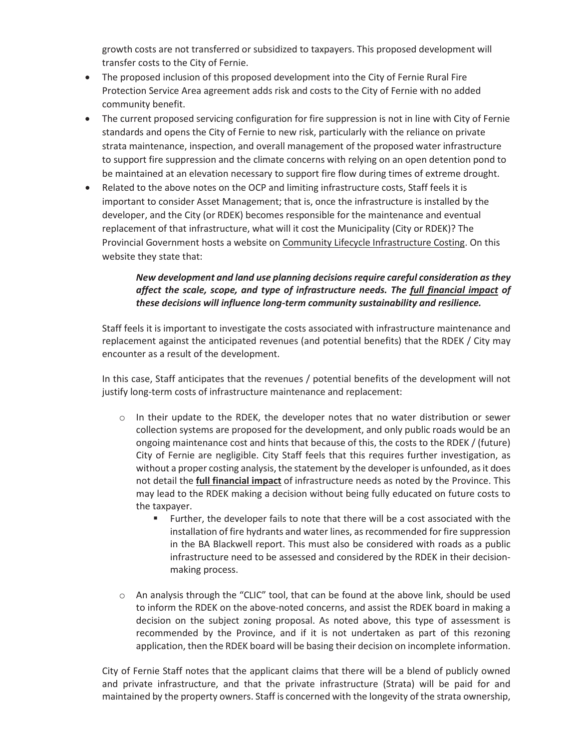growth costs are not transferred or subsidized to taxpayers. This proposed development will transfer costs to the City of Fernie.

- The proposed inclusion of this proposed development into the City of Fernie Rural Fire Protection Service Area agreement adds risk and costs to the City of Fernie with no added community benefit.
- The current proposed servicing configuration for fire suppression is not in line with City of Fernie standards and opens the City of Fernie to new risk, particularly with the reliance on private strata maintenance, inspection, and overall management of the proposed water infrastructure to support fire suppression and the climate concerns with relying on an open detention pond to be maintained at an elevation necessary to support fire flow during times of extreme drought.
- Related to the above notes on the OCP and limiting infrastructure costs, Staff feels it is important to consider Asset Management; that is, once the infrastructure is installed by the developer, and the City (or RDEK) becomes responsible for the maintenance and eventual replacement of that infrastructure, what will it cost the Municipality (City or RDEK)? The Provincial Government hosts a website on Community Lifecycle Infrastructure Costing. On this website they state that:

  > ***New development and land use planning decisions require careful consideration as they affect the scale, scope, and type of infrastructure needs. The full financial impact of these decisions will influence long-term community sustainability and resilience.***

  Staff feels it is important to investigate the costs associated with infrastructure maintenance and replacement against the anticipated revenues (and potential benefits) that the RDEK / City may encounter as a result of the development.

  In this case, Staff anticipates that the revenues / potential benefits of the development will not justify long-term costs of infrastructure maintenance and replacement:

  - In their update to the RDEK, the developer notes that no water distribution or sewer collection systems are proposed for the development, and only public roads would be an ongoing maintenance cost and hints that because of this, the costs to the RDEK / (future) City of Fernie are negligible. City Staff feels that this requires further investigation, as without a proper costing analysis, the statement by the developer is unfounded, as it does not detail the **full financial impact** of infrastructure needs as noted by the Province. This may lead to the RDEK making a decision without being fully educated on future costs to the taxpayer.
    - Further, the developer fails to note that there will be a cost associated with the installation of fire hydrants and water lines, as recommended for fire suppression in the BA Blackwell report. This must also be considered with roads as a public infrastructure need to be assessed and considered by the RDEK in their decision-making process.
  - An analysis through the "CLIC" tool, that can be found at the above link, should be used to inform the RDEK on the above-noted concerns, and assist the RDEK board in making a decision on the subject zoning proposal. As noted above, this type of assessment is recommended by the Province, and if it is not undertaken as part of this rezoning application, then the RDEK board will be basing their decision on incomplete information.

  City of Fernie Staff notes that the applicant claims that there will be a blend of publicly owned and private infrastructure, and that the private infrastructure (Strata) will be paid for and maintained by the property owners. Staff is concerned with the longevity of the strata ownership,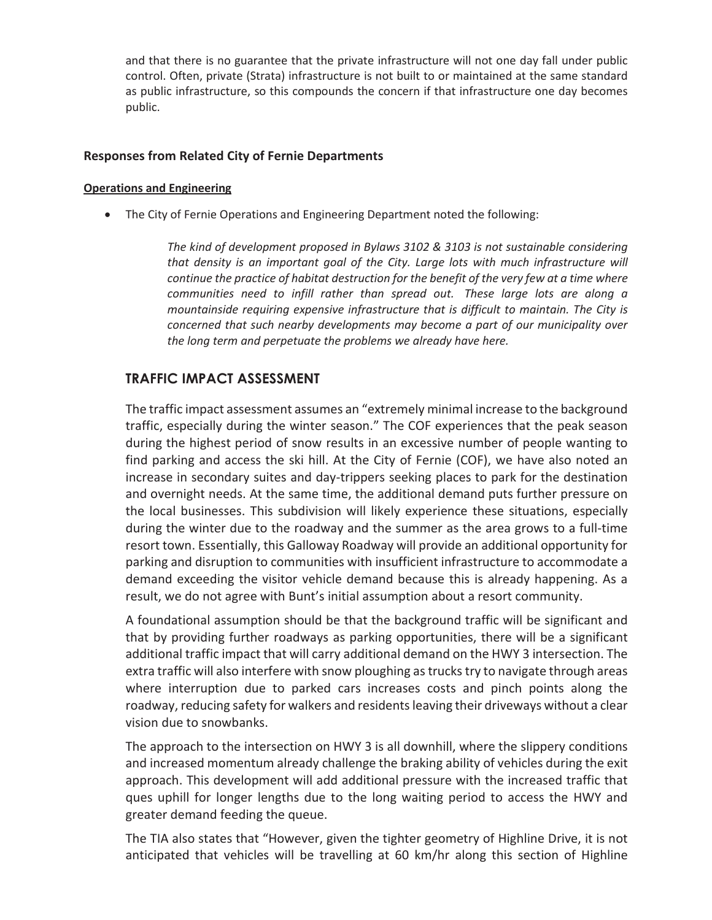and that there is no guarantee that the private infrastructure will not one day fall under public control. Often, private (Strata) infrastructure is not built to or maintained at the same standard as public infrastructure, so this compounds the concern if that infrastructure one day becomes public.

### Responses from Related City of Fernie Departments

#### Operations and Engineering

- The City of Fernie Operations and Engineering Department noted the following:

> *The kind of development proposed in Bylaws 3102 & 3103 is not sustainable considering that density is an important goal of the City. Large lots with much infrastructure will continue the practice of habitat destruction for the benefit of the very few at a time where communities need to infill rather than spread out. These large lots are along a mountainside requiring expensive infrastructure that is difficult to maintain. The City is concerned that such nearby developments may become a part of our municipality over the long term and perpetuate the problems we already have here.*

## TRAFFIC IMPACT ASSESSMENT

The traffic impact assessment assumes an "extremely minimal increase to the background traffic, especially during the winter season." The COF experiences that the peak season during the highest period of snow results in an excessive number of people wanting to find parking and access the ski hill. At the City of Fernie (COF), we have also noted an increase in secondary suites and day-trippers seeking places to park for the destination and overnight needs. At the same time, the additional demand puts further pressure on the local businesses. This subdivision will likely experience these situations, especially during the winter due to the roadway and the summer as the area grows to a full-time resort town. Essentially, this Galloway Roadway will provide an additional opportunity for parking and disruption to communities with insufficient infrastructure to accommodate a demand exceeding the visitor vehicle demand because this is already happening. As a result, we do not agree with Bunt's initial assumption about a resort community.

A foundational assumption should be that the background traffic will be significant and that by providing further roadways as parking opportunities, there will be a significant additional traffic impact that will carry additional demand on the HWY 3 intersection. The extra traffic will also interfere with snow ploughing as trucks try to navigate through areas where interruption due to parked cars increases costs and pinch points along the roadway, reducing safety for walkers and residents leaving their driveways without a clear vision due to snowbanks.

The approach to the intersection on HWY 3 is all downhill, where the slippery conditions and increased momentum already challenge the braking ability of vehicles during the exit approach. This development will add additional pressure with the increased traffic that ques uphill for longer lengths due to the long waiting period to access the HWY and greater demand feeding the queue.

The TIA also states that "However, given the tighter geometry of Highline Drive, it is not anticipated that vehicles will be travelling at 60 km/hr along this section of Highline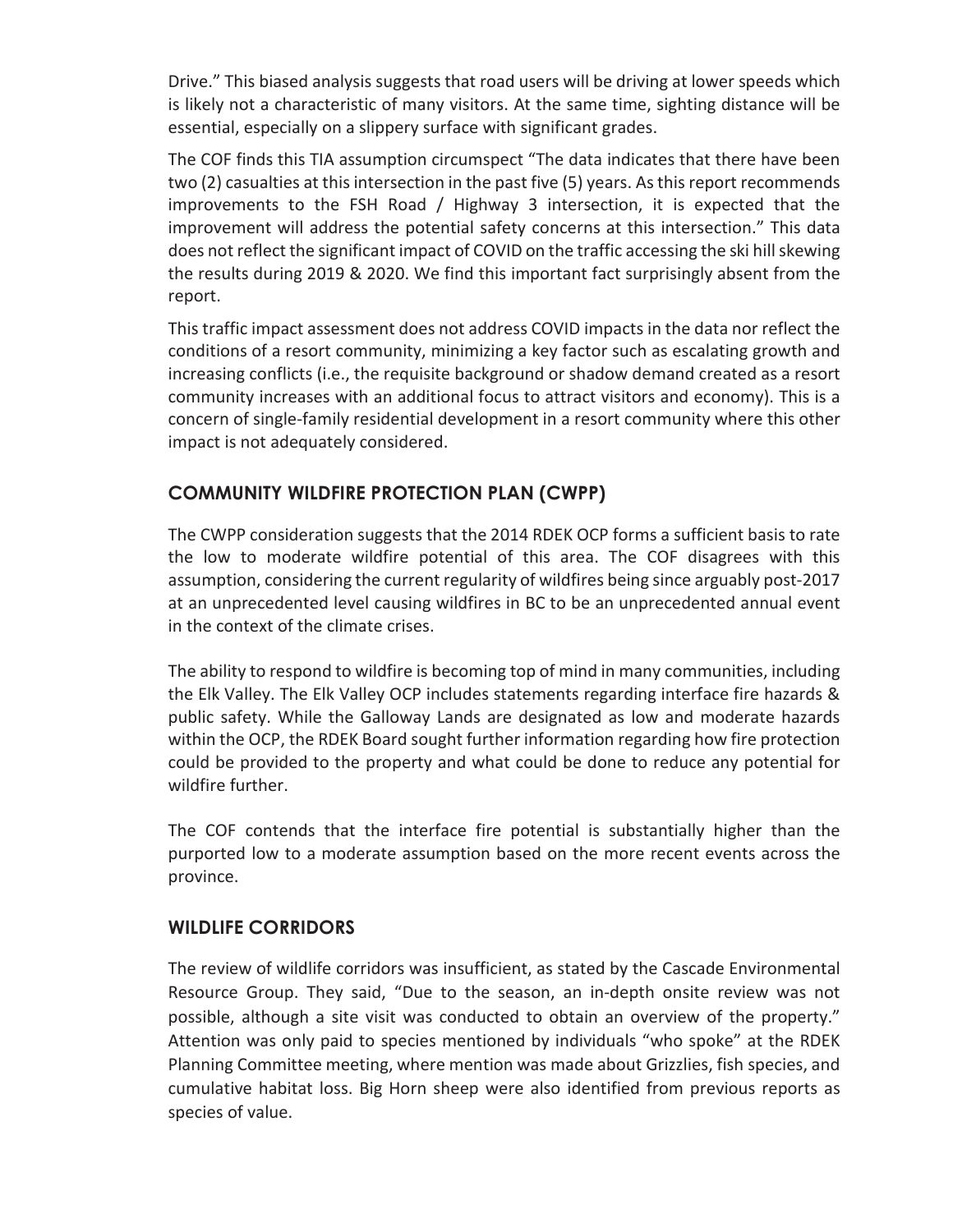Drive." This biased analysis suggests that road users will be driving at lower speeds which is likely not a characteristic of many visitors. At the same time, sighting distance will be essential, especially on a slippery surface with significant grades.

The COF finds this TIA assumption circumspect "The data indicates that there have been two (2) casualties at this intersection in the past five (5) years. As this report recommends improvements to the FSH Road / Highway 3 intersection, it is expected that the improvement will address the potential safety concerns at this intersection." This data does not reflect the significant impact of COVID on the traffic accessing the ski hill skewing the results during 2019 & 2020. We find this important fact surprisingly absent from the report.

This traffic impact assessment does not address COVID impacts in the data nor reflect the conditions of a resort community, minimizing a key factor such as escalating growth and increasing conflicts (i.e., the requisite background or shadow demand created as a resort community increases with an additional focus to attract visitors and economy). This is a concern of single-family residential development in a resort community where this other impact is not adequately considered.

## COMMUNITY WILDFIRE PROTECTION PLAN (CWPP)

The CWPP consideration suggests that the 2014 RDEK OCP forms a sufficient basis to rate the low to moderate wildfire potential of this area. The COF disagrees with this assumption, considering the current regularity of wildfires being since arguably post-2017 at an unprecedented level causing wildfires in BC to be an unprecedented annual event in the context of the climate crises.

The ability to respond to wildfire is becoming top of mind in many communities, including the Elk Valley. The Elk Valley OCP includes statements regarding interface fire hazards & public safety. While the Galloway Lands are designated as low and moderate hazards within the OCP, the RDEK Board sought further information regarding how fire protection could be provided to the property and what could be done to reduce any potential for wildfire further.

The COF contends that the interface fire potential is substantially higher than the purported low to a moderate assumption based on the more recent events across the province.

## WILDLIFE CORRIDORS

The review of wildlife corridors was insufficient, as stated by the Cascade Environmental Resource Group. They said, "Due to the season, an in-depth onsite review was not possible, although a site visit was conducted to obtain an overview of the property." Attention was only paid to species mentioned by individuals "who spoke" at the RDEK Planning Committee meeting, where mention was made about Grizzlies, fish species, and cumulative habitat loss. Big Horn sheep were also identified from previous reports as species of value.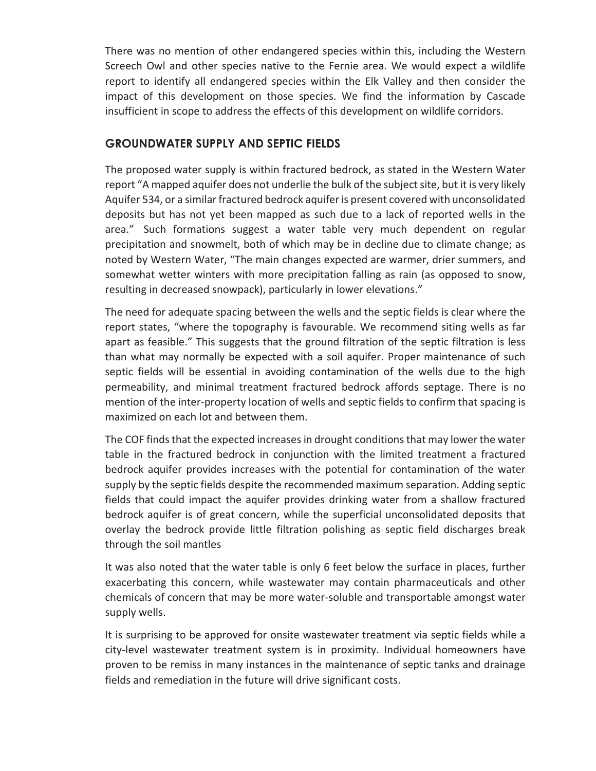There was no mention of other endangered species within this, including the Western Screech Owl and other species native to the Fernie area. We would expect a wildlife report to identify all endangered species within the Elk Valley and then consider the impact of this development on those species. We find the information by Cascade insufficient in scope to address the effects of this development on wildlife corridors.

## GROUNDWATER SUPPLY AND SEPTIC FIELDS

The proposed water supply is within fractured bedrock, as stated in the Western Water report "A mapped aquifer does not underlie the bulk of the subject site, but it is very likely Aquifer 534, or a similar fractured bedrock aquifer is present covered with unconsolidated deposits but has not yet been mapped as such due to a lack of reported wells in the area." Such formations suggest a water table very much dependent on regular precipitation and snowmelt, both of which may be in decline due to climate change; as noted by Western Water, "The main changes expected are warmer, drier summers, and somewhat wetter winters with more precipitation falling as rain (as opposed to snow, resulting in decreased snowpack), particularly in lower elevations."

The need for adequate spacing between the wells and the septic fields is clear where the report states, "where the topography is favourable. We recommend siting wells as far apart as feasible." This suggests that the ground filtration of the septic filtration is less than what may normally be expected with a soil aquifer. Proper maintenance of such septic fields will be essential in avoiding contamination of the wells due to the high permeability, and minimal treatment fractured bedrock affords septage. There is no mention of the inter-property location of wells and septic fields to confirm that spacing is maximized on each lot and between them.

The COF finds that the expected increases in drought conditions that may lower the water table in the fractured bedrock in conjunction with the limited treatment a fractured bedrock aquifer provides increases with the potential for contamination of the water supply by the septic fields despite the recommended maximum separation. Adding septic fields that could impact the aquifer provides drinking water from a shallow fractured bedrock aquifer is of great concern, while the superficial unconsolidated deposits that overlay the bedrock provide little filtration polishing as septic field discharges break through the soil mantles

It was also noted that the water table is only 6 feet below the surface in places, further exacerbating this concern, while wastewater may contain pharmaceuticals and other chemicals of concern that may be more water-soluble and transportable amongst water supply wells.

It is surprising to be approved for onsite wastewater treatment via septic fields while a city-level wastewater treatment system is in proximity. Individual homeowners have proven to be remiss in many instances in the maintenance of septic tanks and drainage fields and remediation in the future will drive significant costs.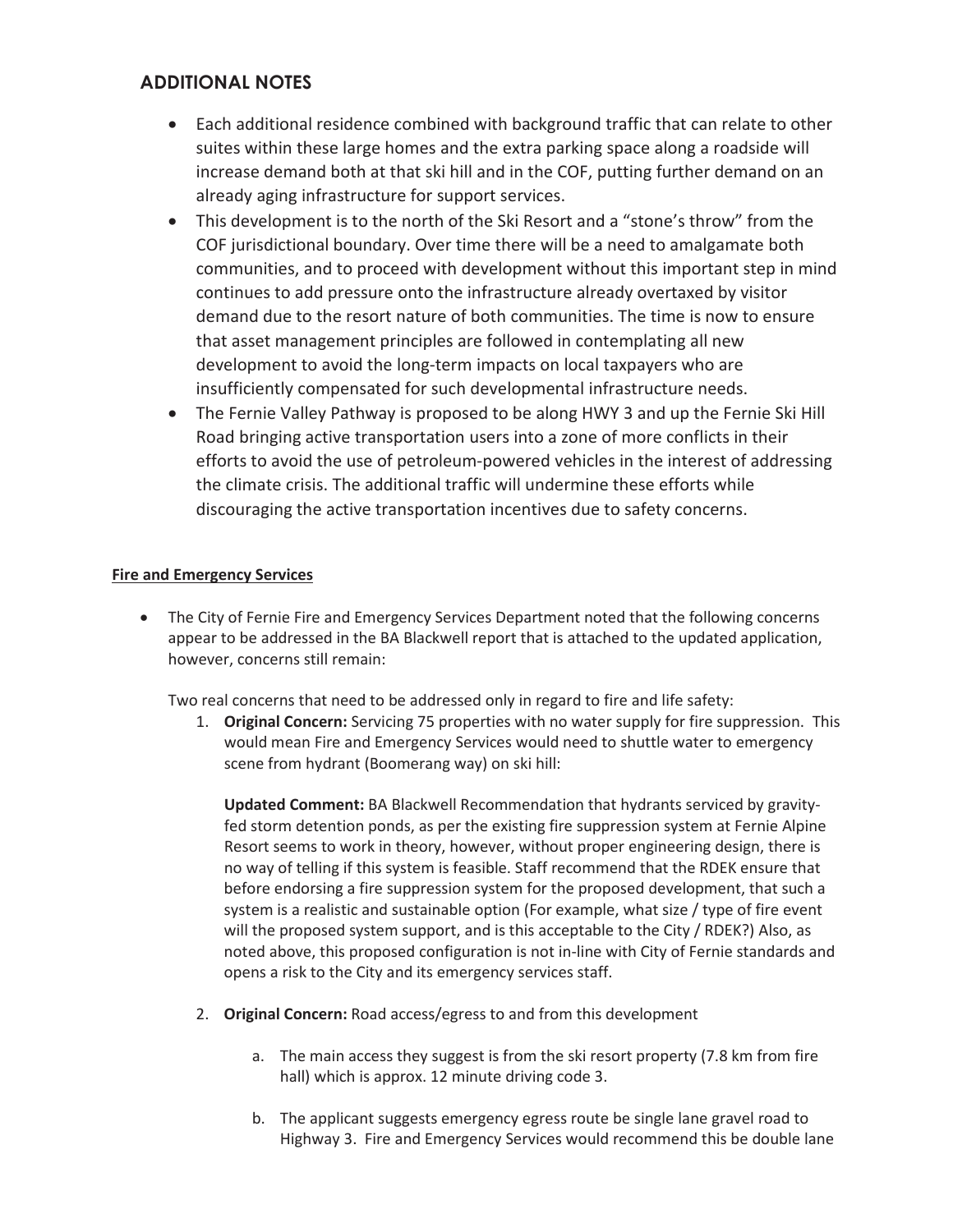## ADDITIONAL NOTES

- Each additional residence combined with background traffic that can relate to other suites within these large homes and the extra parking space along a roadside will increase demand both at that ski hill and in the COF, putting further demand on an already aging infrastructure for support services.
- This development is to the north of the Ski Resort and a "stone's throw" from the COF jurisdictional boundary. Over time there will be a need to amalgamate both communities, and to proceed with development without this important step in mind continues to add pressure onto the infrastructure already overtaxed by visitor demand due to the resort nature of both communities. The time is now to ensure that asset management principles are followed in contemplating all new development to avoid the long-term impacts on local taxpayers who are insufficiently compensated for such developmental infrastructure needs.
- The Fernie Valley Pathway is proposed to be along HWY 3 and up the Fernie Ski Hill Road bringing active transportation users into a zone of more conflicts in their efforts to avoid the use of petroleum-powered vehicles in the interest of addressing the climate crisis. The additional traffic will undermine these efforts while discouraging the active transportation incentives due to safety concerns.

**Fire and Emergency Services**

- The City of Fernie Fire and Emergency Services Department noted that the following concerns appear to be addressed in the BA Blackwell report that is attached to the updated application, however, concerns still remain:

  Two real concerns that need to be addressed only in regard to fire and life safety:

  1. **Original Concern:** Servicing 75 properties with no water supply for fire suppression. This would mean Fire and Emergency Services would need to shuttle water to emergency scene from hydrant (Boomerang way) on ski hill:

     **Updated Comment:** BA Blackwell Recommendation that hydrants serviced by gravity-fed storm detention ponds, as per the existing fire suppression system at Fernie Alpine Resort seems to work in theory, however, without proper engineering design, there is no way of telling if this system is feasible. Staff recommend that the RDEK ensure that before endorsing a fire suppression system for the proposed development, that such a system is a realistic and sustainable option (For example, what size / type of fire event will the proposed system support, and is this acceptable to the City / RDEK?) Also, as noted above, this proposed configuration is not in-line with City of Fernie standards and opens a risk to the City and its emergency services staff.

  2. **Original Concern:** Road access/egress to and from this development

     a. The main access they suggest is from the ski resort property (7.8 km from fire hall) which is approx. 12 minute driving code 3.

     b. The applicant suggests emergency egress route be single lane gravel road to Highway 3. Fire and Emergency Services would recommend this be double lane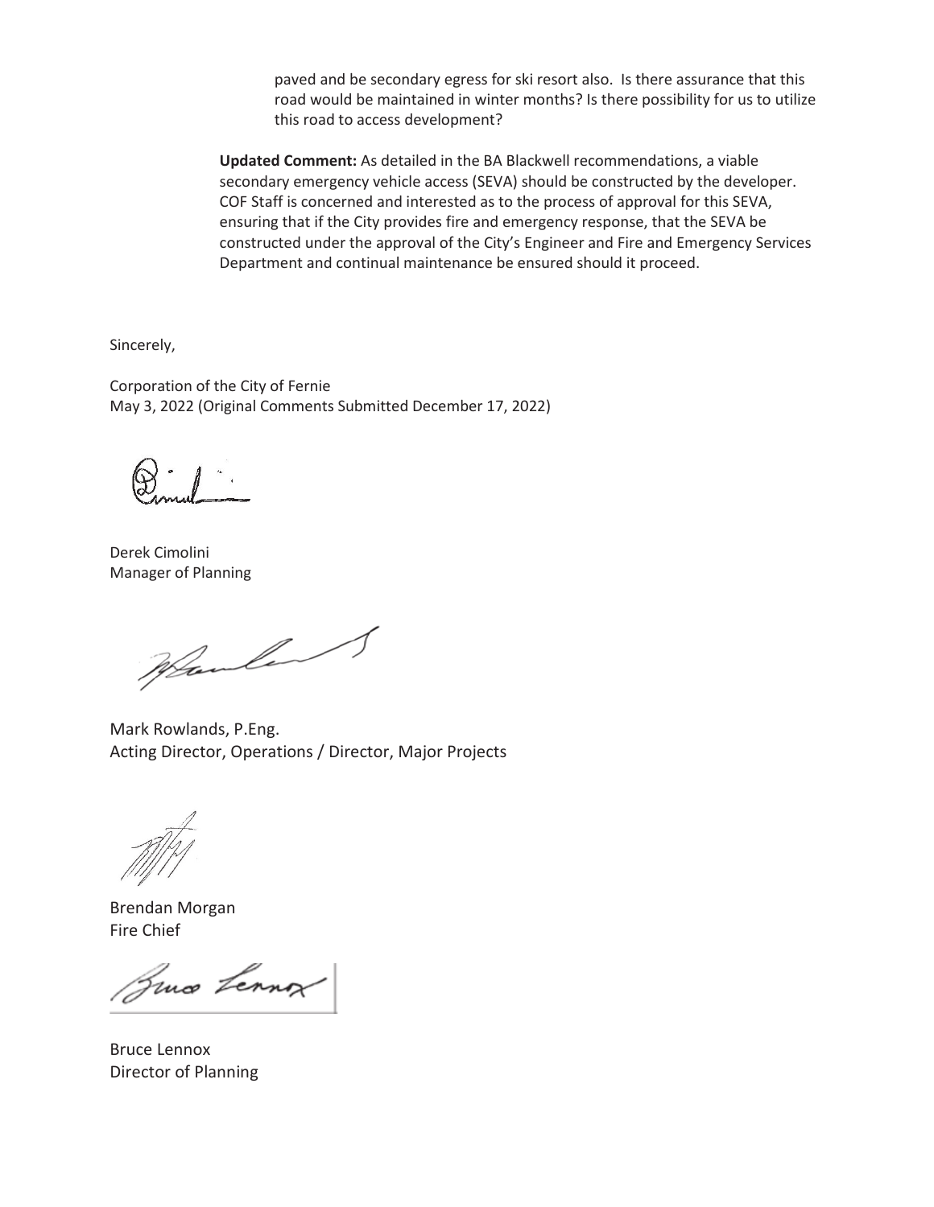paved and be secondary egress for ski resort also. Is there assurance that this road would be maintained in winter months? Is there possibility for us to utilize this road to access development?

**Updated Comment:** As detailed in the BA Blackwell recommendations, a viable secondary emergency vehicle access (SEVA) should be constructed by the developer. COF Staff is concerned and interested as to the process of approval for this SEVA, ensuring that if the City provides fire and emergency response, that the SEVA be constructed under the approval of the City's Engineer and Fire and Emergency Services Department and continual maintenance be ensured should it proceed.

Sincerely,

Corporation of the City of Fernie
May 3, 2022 (Original Comments Submitted December 17, 2022)

Derek Cimolini
Manager of Planning

Mark Rowlands, P.Eng.
Acting Director, Operations / Director, Major Projects

Brendan Morgan
Fire Chief

Bruce Lennox
Director of Planning